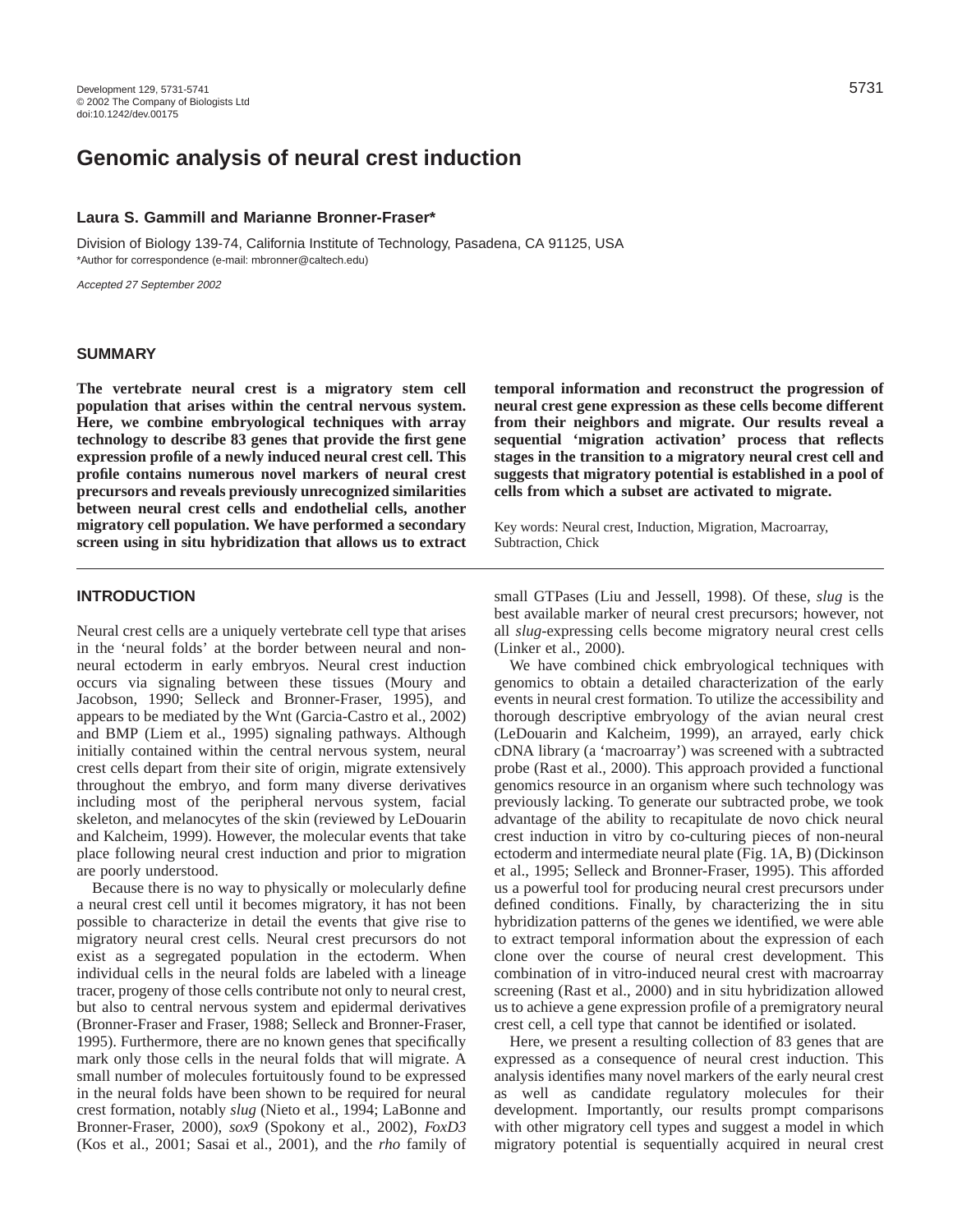# Genomic analysis of neural crest induction

**Laura S. Gammill and Marianne Bronner-Fraser***

Division of Biology 139-74, California Institute of Technology, Pasadena, CA 91125, USA
*Author for correspondence (e-mail: mbronner@caltech.edu)

*Accepted 27 September 2002*

## SUMMARY

**The vertebrate neural crest is a migratory stem cell population that arises within the central nervous system. Here, we combine embryological techniques with array technology to describe 83 genes that provide the first gene expression profile of a newly induced neural crest cell. This profile contains numerous novel markers of neural crest precursors and reveals previously unrecognized similarities between neural crest cells and endothelial cells, another migratory cell population. We have performed a secondary screen using in situ hybridization that allows us to extract temporal information and reconstruct the progression of neural crest gene expression as these cells become different from their neighbors and migrate. Our results reveal a sequential 'migration activation' process that reflects stages in the transition to a migratory neural crest cell and suggests that migratory potential is established in a pool of cells from which a subset are activated to migrate.**

Key words: Neural crest, Induction, Migration, Macroarray, Subtraction, Chick

## INTRODUCTION

Neural crest cells are a uniquely vertebrate cell type that arises in the 'neural folds' at the border between neural and non-neural ectoderm in early embryos. Neural crest induction occurs via signaling between these tissues (Moury and Jacobson, 1990; Selleck and Bronner-Fraser, 1995), and appears to be mediated by the Wnt (Garcia-Castro et al., 2002) and BMP (Liem et al., 1995) signaling pathways. Although initially contained within the central nervous system, neural crest cells depart from their site of origin, migrate extensively throughout the embryo, and form many diverse derivatives including most of the peripheral nervous system, facial skeleton, and melanocytes of the skin (reviewed by LeDouarin and Kalcheim, 1999). However, the molecular events that take place following neural crest induction and prior to migration are poorly understood.

Because there is no way to physically or molecularly define a neural crest cell until it becomes migratory, it has not been possible to characterize in detail the events that give rise to migratory neural crest cells. Neural crest precursors do not exist as a segregated population in the ectoderm. When individual cells in the neural folds are labeled with a lineage tracer, progeny of those cells contribute not only to neural crest, but also to central nervous system and epidermal derivatives (Bronner-Fraser and Fraser, 1988; Selleck and Bronner-Fraser, 1995). Furthermore, there are no known genes that specifically mark only those cells in the neural folds that will migrate. A small number of molecules fortuitously found to be expressed in the neural folds have been shown to be required for neural crest formation, notably *slug* (Nieto et al., 1994; LaBonne and Bronner-Fraser, 2000), *sox9* (Spokony et al., 2002), *FoxD3* (Kos et al., 2001; Sasai et al., 2001), and the *rho* family of small GTPases (Liu and Jessell, 1998). Of these, *slug* is the best available marker of neural crest precursors; however, not all *slug*-expressing cells become migratory neural crest cells (Linker et al., 2000).

We have combined chick embryological techniques with genomics to obtain a detailed characterization of the early events in neural crest formation. To utilize the accessibility and thorough descriptive embryology of the avian neural crest (LeDouarin and Kalcheim, 1999), an arrayed, early chick cDNA library (a 'macroarray') was screened with a subtracted probe (Rast et al., 2000). This approach provided a functional genomics resource in an organism where such technology was previously lacking. To generate our subtracted probe, we took advantage of the ability to recapitulate de novo chick neural crest induction in vitro by co-culturing pieces of non-neural ectoderm and intermediate neural plate (Fig. 1A, B) (Dickinson et al., 1995; Selleck and Bronner-Fraser, 1995). This afforded us a powerful tool for producing neural crest precursors under defined conditions. Finally, by characterizing the in situ hybridization patterns of the genes we identified, we were able to extract temporal information about the expression of each clone over the course of neural crest development. This combination of in vitro-induced neural crest with macroarray screening (Rast et al., 2000) and in situ hybridization allowed us to achieve a gene expression profile of a premigratory neural crest cell, a cell type that cannot be identified or isolated.

Here, we present a resulting collection of 83 genes that are expressed as a consequence of neural crest induction. This analysis identifies many novel markers of the early neural crest as well as candidate regulatory molecules for their development. Importantly, our results prompt comparisons with other migratory cell types and suggest a model in which migratory potential is sequentially acquired in neural crest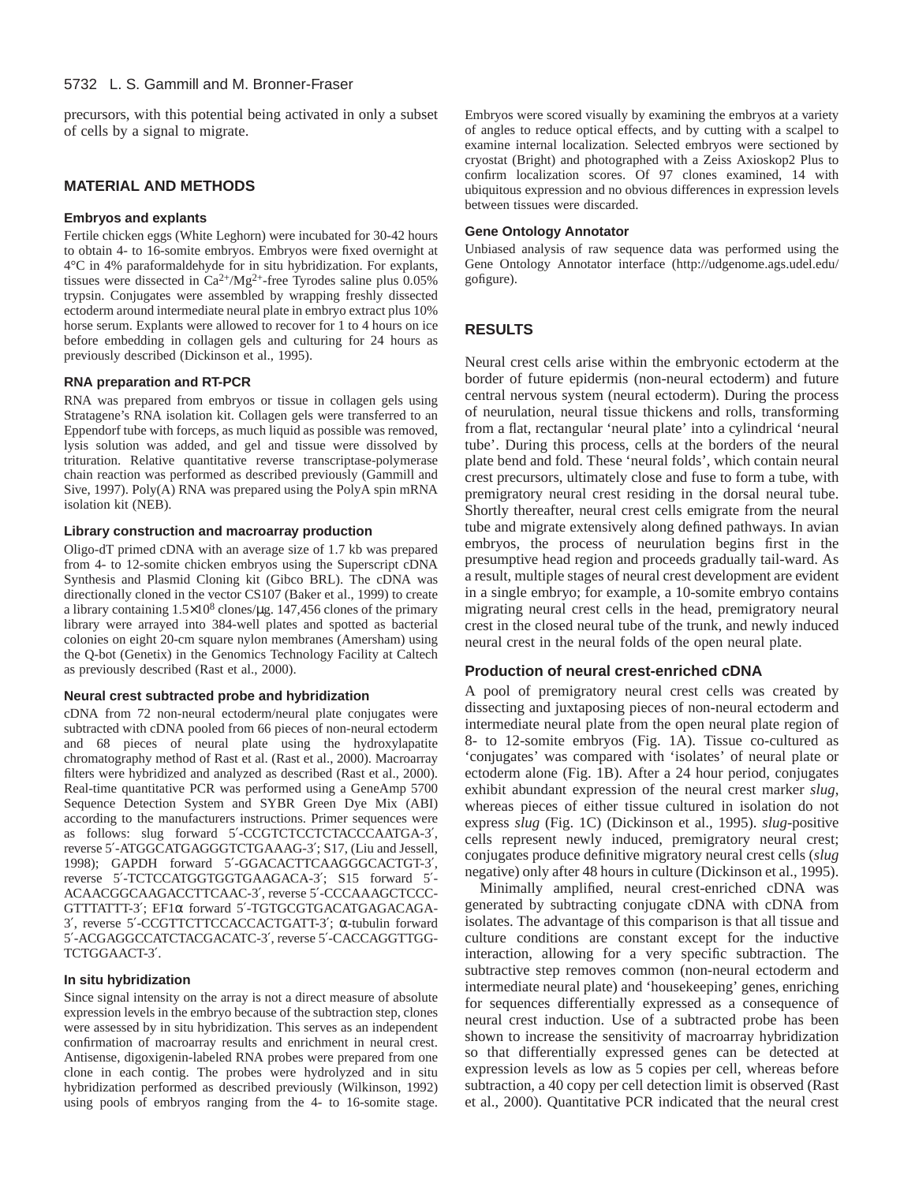precursors, with this potential being activated in only a subset of cells by a signal to migrate.

## MATERIAL AND METHODS

### Embryos and explants

Fertile chicken eggs (White Leghorn) were incubated for 30-42 hours to obtain 4- to 16-somite embryos. Embryos were fixed overnight at 4°C in 4% paraformaldehyde for in situ hybridization. For explants, tissues were dissected in $Ca^{2+}/Mg^{2+}$-free Tyrodes saline plus 0.05% trypsin. Conjugates were assembled by wrapping freshly dissected ectoderm around intermediate neural plate in embryo extract plus 10% horse serum. Explants were allowed to recover for 1 to 4 hours on ice before embedding in collagen gels and culturing for 24 hours as previously described (Dickinson et al., 1995).

### RNA preparation and RT-PCR

RNA was prepared from embryos or tissue in collagen gels using Stratagene's RNA isolation kit. Collagen gels were transferred to an Eppendorf tube with forceps, as much liquid as possible was removed, lysis solution was added, and gel and tissue were dissolved by trituration. Relative quantitative reverse transcriptase-polymerase chain reaction was performed as described previously (Gammill and Sive, 1997). Poly(A) RNA was prepared using the PolyA spin mRNA isolation kit (NEB).

### Library construction and macroarray production

Oligo-dT primed cDNA with an average size of 1.7 kb was prepared from 4- to 12-somite chicken embryos using the Superscript cDNA Synthesis and Plasmid Cloning kit (Gibco BRL). The cDNA was directionally cloned in the vector CS107 (Baker et al., 1999) to create a library containing $1.5\times10^8$ clones/μg. 147,456 clones of the primary library were arrayed into 384-well plates and spotted as bacterial colonies on eight 20-cm square nylon membranes (Amersham) using the Q-bot (Genetix) in the Genomics Technology Facility at Caltech as previously described (Rast et al., 2000).

### Neural crest subtracted probe and hybridization

cDNA from 72 non-neural ectoderm/neural plate conjugates were subtracted with cDNA pooled from 66 pieces of non-neural ectoderm and 68 pieces of neural plate using the hydroxylapatite chromatography method of Rast et al. (Rast et al., 2000). Macroarray filters were hybridized and analyzed as described (Rast et al., 2000). Real-time quantitative PCR was performed using a GeneAmp 5700 Sequence Detection System and SYBR Green Dye Mix (ABI) according to the manufacturers instructions. Primer sequences were as follows: slug forward 5′-CCGTCTCCTCTACCCAATGA-3′, reverse 5′-ATGGCATGAGGGTCTGAAAG-3′; S17, (Liu and Jessell, 1998); GAPDH forward 5′-GGACACTTCAAGGGCACTGT-3′, reverse 5′-TCTCCATGGTGGTGAAGACA-3′; S15 forward 5′-ACAACGGCAAGACCTTCAAC-3′, reverse 5′-CCCAAAGCTCCC-GTTTATTT-3′; EF1α forward 5′-TGTGCGTGACATGAGACAGA-3′, reverse 5′-CCGTTCTTCCACCACTGATT-3′; α-tubulin forward 5′-ACGAGGCCATCTACGACATC-3′, reverse 5′-CACCAGGTTGG-TCTGGAACT-3′.

### In situ hybridization

Since signal intensity on the array is not a direct measure of absolute expression levels in the embryo because of the subtraction step, clones were assessed by in situ hybridization. This serves as an independent confirmation of macroarray results and enrichment in neural crest. Antisense, digoxigenin-labeled RNA probes were prepared from one clone in each contig. The probes were hydrolyzed and in situ hybridization performed as described previously (Wilkinson, 1992) using pools of embryos ranging from the 4- to 16-somite stage. Embryos were scored visually by examining the embryos at a variety of angles to reduce optical effects, and by cutting with a scalpel to examine internal localization. Selected embryos were sectioned by cryostat (Bright) and photographed with a Zeiss Axioskop2 Plus to confirm localization scores. Of 97 clones examined, 14 with ubiquitous expression and no obvious differences in expression levels between tissues were discarded.

### Gene Ontology Annotator

Unbiased analysis of raw sequence data was performed using the Gene Ontology Annotator interface (http://udgenome.ags.udel.edu/gofigure).

## RESULTS

Neural crest cells arise within the embryonic ectoderm at the border of future epidermis (non-neural ectoderm) and future central nervous system (neural ectoderm). During the process of neurulation, neural tissue thickens and rolls, transforming from a flat, rectangular 'neural plate' into a cylindrical 'neural tube'. During this process, cells at the borders of the neural plate bend and fold. These 'neural folds', which contain neural crest precursors, ultimately close and fuse to form a tube, with premigratory neural crest residing in the dorsal neural tube. Shortly thereafter, neural crest cells emigrate from the neural tube and migrate extensively along defined pathways. In avian embryos, the process of neurulation begins first in the presumptive head region and proceeds gradually tail-ward. As a result, multiple stages of neural crest development are evident in a single embryo; for example, a 10-somite embryo contains migrating neural crest cells in the head, premigratory neural crest in the closed neural tube of the trunk, and newly induced neural crest in the neural folds of the open neural plate.

### Production of neural crest-enriched cDNA

A pool of premigratory neural crest cells was created by dissecting and juxtaposing pieces of non-neural ectoderm and intermediate neural plate from the open neural plate region of 8- to 12-somite embryos (Fig. 1A). Tissue co-cultured as 'conjugates' was compared with 'isolates' of neural plate or ectoderm alone (Fig. 1B). After a 24 hour period, conjugates exhibit abundant expression of the neural crest marker *slug*, whereas pieces of either tissue cultured in isolation do not express *slug* (Fig. 1C) (Dickinson et al., 1995). *slug*-positive cells represent newly induced, premigratory neural crest; conjugates produce definitive migratory neural crest cells (*slug* negative) only after 48 hours in culture (Dickinson et al., 1995).

Minimally amplified, neural crest-enriched cDNA was generated by subtracting conjugate cDNA with cDNA from isolates. The advantage of this comparison is that all tissue and culture conditions are constant except for the inductive interaction, allowing for a very specific subtraction. The subtractive step removes common (non-neural ectoderm and intermediate neural plate) and 'housekeeping' genes, enriching for sequences differentially expressed as a consequence of neural crest induction. Use of a subtracted probe has been shown to increase the sensitivity of macroarray hybridization so that differentially expressed genes can be detected at expression levels as low as 5 copies per cell, whereas before subtraction, a 40 copy per cell detection limit is observed (Rast et al., 2000). Quantitative PCR indicated that the neural crest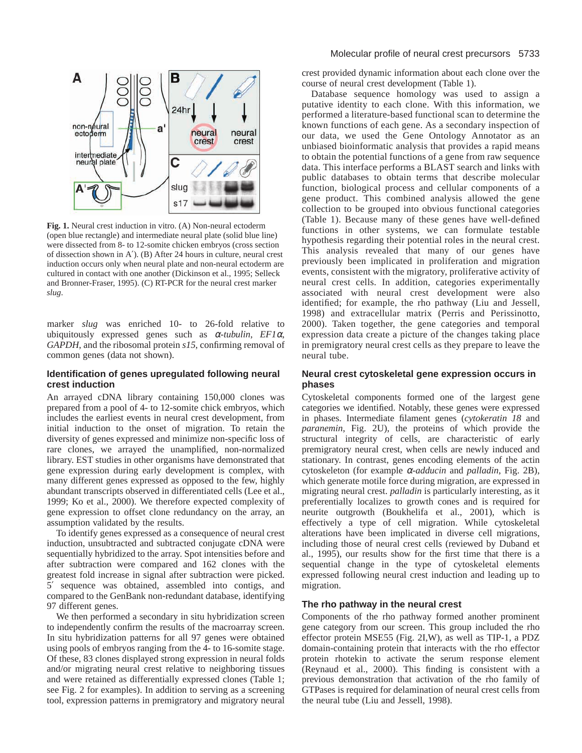**Fig. 1.** Neural crest induction in vitro. (A) Non-neural ectoderm (open blue rectangle) and intermediate neural plate (solid blue line) were dissected from 8- to 12-somite chicken embryos (cross section of dissection shown in A′). (B) After 24 hours in culture, neural crest induction occurs only when neural plate and non-neural ectoderm are cultured in contact with one another (Dickinson et al., 1995; Selleck and Bronner-Fraser, 1995). (C) RT-PCR for the neural crest marker *slug*.

marker *slug* was enriched 10- to 26-fold relative to ubiquitously expressed genes such as *α-tubulin*, *EF1α*, *GAPDH*, and the ribosomal protein *s15*, confirming removal of common genes (data not shown).

### Identification of genes upregulated following neural crest induction

An arrayed cDNA library containing 150,000 clones was prepared from a pool of 4- to 12-somite chick embryos, which includes the earliest events in neural crest development, from initial induction to the onset of migration. To retain the diversity of genes expressed and minimize non-specific loss of rare clones, we arrayed the unamplified, non-normalized library. EST studies in other organisms have demonstrated that gene expression during early development is complex, with many different genes expressed as opposed to the few, highly abundant transcripts observed in differentiated cells (Lee et al., 1999; Ko et al., 2000). We therefore expected complexity of gene expression to offset clone redundancy on the array, an assumption validated by the results.

To identify genes expressed as a consequence of neural crest induction, unsubtracted and subtracted conjugate cDNA were sequentially hybridized to the array. Spot intensities before and after subtraction were compared and 162 clones with the greatest fold increase in signal after subtraction were picked. 5′ sequence was obtained, assembled into contigs, and compared to the GenBank non-redundant database, identifying 97 different genes.

We then performed a secondary in situ hybridization screen to independently confirm the results of the macroarray screen. In situ hybridization patterns for all 97 genes were obtained using pools of embryos ranging from the 4- to 16-somite stage. Of these, 83 clones displayed strong expression in neural folds and/or migrating neural crest relative to neighboring tissues and were retained as differentially expressed clones (Table 1; see Fig. 2 for examples). In addition to serving as a screening tool, expression patterns in premigratory and migratory neural crest provided dynamic information about each clone over the course of neural crest development (Table 1).

Database sequence homology was used to assign a putative identity to each clone. With this information, we performed a literature-based functional scan to determine the known functions of each gene. As a secondary inspection of our data, we used the Gene Ontology Annotator as an unbiased bioinformatic analysis that provides a rapid means to obtain the potential functions of a gene from raw sequence data. This interface performs a BLAST search and links with public databases to obtain terms that describe molecular function, biological process and cellular components of a gene product. This combined analysis allowed the gene collection to be grouped into obvious functional categories (Table 1). Because many of these genes have well-defined functions in other systems, we can formulate testable hypothesis regarding their potential roles in the neural crest. This analysis revealed that many of our genes have previously been implicated in proliferation and migration events, consistent with the migratory, proliferative activity of neural crest cells. In addition, categories experimentally associated with neural crest development were also identified; for example, the rho pathway (Liu and Jessell, 1998) and extracellular matrix (Perris and Perissinotto, 2000). Taken together, the gene categories and temporal expression data create a picture of the changes taking place in premigratory neural crest cells as they prepare to leave the neural tube.

### Neural crest cytoskeletal gene expression occurs in phases

Cytoskeletal components formed one of the largest gene categories we identified. Notably, these genes were expressed in phases. Intermediate filament genes (*cytokeratin 18* and *paranemin*, Fig. 2U), the proteins of which provide the structural integrity of cells, are characteristic of early premigratory neural crest, when cells are newly induced and stationary. In contrast, genes encoding elements of the actin cytoskeleton (for example *α-adducin* and *palladin*, Fig. 2B), which generate motile force during migration, are expressed in migrating neural crest. *palladin* is particularly interesting, as it preferentially localizes to growth cones and is required for neurite outgrowth (Boukhelifa et al., 2001), which is effectively a type of cell migration. While cytoskeletal alterations have been implicated in diverse cell migrations, including those of neural crest cells (reviewed by Duband et al., 1995), our results show for the first time that there is a sequential change in the type of cytoskeletal elements expressed following neural crest induction and leading up to migration.

### The rho pathway in the neural crest

Components of the rho pathway formed another prominent gene category from our screen. This group included the rho effector protein MSE55 (Fig. 2I,W), as well as TIP-1, a PDZ domain-containing protein that interacts with the rho effector protein rhotekin to activate the serum response element (Reynaud et al., 2000). This finding is consistent with a previous demonstration that activation of the rho family of GTPases is required for delamination of neural crest cells from the neural tube (Liu and Jessell, 1998).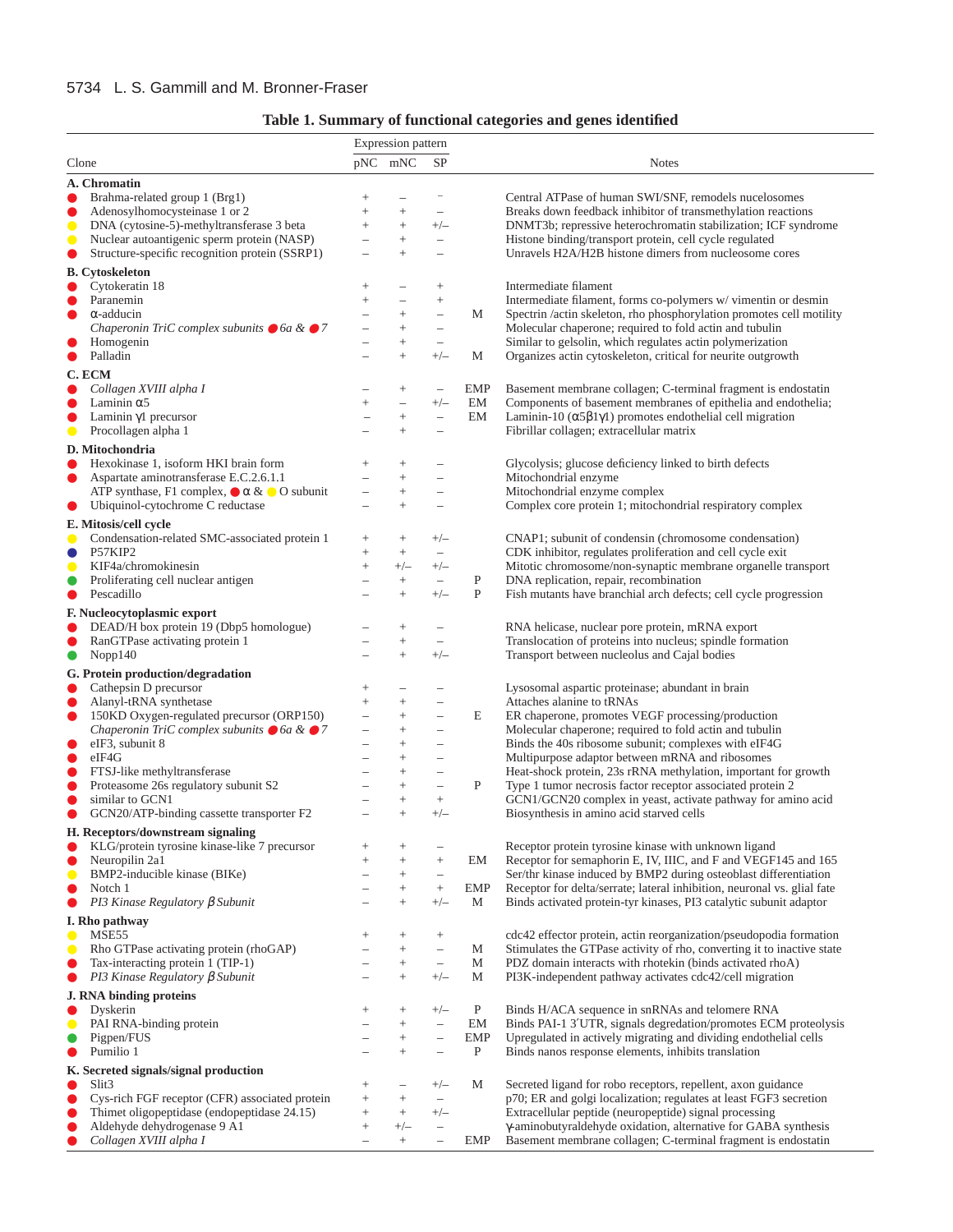**Table 1. Summary of functional categories and genes identified**

| Clone | Expression pattern pNC | mNC | SP | | Notes |
|---|---|---|---|---|---|
| **A. Chromatin** | | | | | |
| ● Brahma-related group 1 (Brg1) | + | – | – | | Central ATPase of human SWI/SNF, remodels nucleosomes |
| ● Adenosylhomocysteinase 1 or 2 | + | + | – | | Breaks down feedback inhibitor of transmethylation reactions |
| ● DNA (cytosine-5)-methyltransferase 3 beta | + | + | +/– | | DNMT3b; repressive heterochromatin stabilization; ICF syndrome |
| ● Nuclear autoantigenic sperm protein (NASP) | – | + | – | | Histone binding/transport protein, cell cycle regulated |
| ● Structure-specific recognition protein (SSRP1) | – | + | – | | Unravels H2A/H2B histone dimers from nucleosome cores |
| **B. Cytoskeleton** | | | | | |
| ● Cytokeratin 18 | + | – | + | | Intermediate filament |
| ● Paranemin | + | – | + | | Intermediate filament, forms co-polymers w/ vimentin or desmin |
| ● α-adducin | – | + | – | M | Spectrin /actin skeleton, rho phosphorylation promotes cell motility |
| *Chaperonin TriC complex subunits ● 6a & ● 7* | – | + | – | | Molecular chaperone; required to fold actin and tubulin |
| ● Homogenin | – | + | – | | Similar to gelsolin, which regulates actin polymerization |
| ● Palladin | – | + | +/– | M | Organizes actin cytoskeleton, critical for neurite outgrowth |
| **C. ECM** | | | | | |
| ● *Collagen XVIII alpha I* | – | + | – | EMP | Basement membrane collagen; C-terminal fragment is endostatin |
| ● Laminin α5 | + | – | +/– | EM | Components of basement membranes of epithelia and endothelia; |
| ● Laminin γ1 precursor | – | + | – | EM | Laminin-10 (α5β1γ1) promotes endothelial cell migration |
| ● Procollagen alpha 1 | – | + | – | | Fibrillar collagen; extracellular matrix |
| **D. Mitochondria** | | | | | |
| ● Hexokinase 1, isoform HKI brain form | + | + | – | | Glycolysis; glucose deficiency linked to birth defects |
| ● Aspartate aminotransferase E.C.2.6.1.1 | – | + | – | | Mitochondrial enzyme |
| ATP synthase, F1 complex, ● α & ● O subunit | – | + | – | | Mitochondrial enzyme complex |
| ● Ubiquinol-cytochrome C reductase | – | + | – | | Complex core protein 1; mitochondrial respiratory complex |
| **E. Mitosis/cell cycle** | | | | | |
| ● Condensation-related SMC-associated protein 1 | + | + | +/– | | CNAP1; subunit of condensin (chromosome condensation) |
| ● P57KIP2 | + | + | – | | CDK inhibitor, regulates proliferation and cell cycle exit |
| ● KIF4a/chromokinesin | + | +/– | +/– | | Mitotic chromosome/non-synaptic membrane organelle transport |
| ● Proliferating cell nuclear antigen | – | + | – | P | DNA replication, repair, recombination |
| ● Pescadillo | – | + | +/– | P | Fish mutants have branchial arch defects; cell cycle progression |
| **F. Nucleocytoplasmic export** | | | | | |
| ● DEAD/H box protein 19 (Dbp5 homologue) | – | + | – | | RNA helicase, nuclear pore protein, mRNA export |
| ● RanGTPase activating protein 1 | – | + | – | | Translocation of proteins into nucleus; spindle formation |
| ● Nopp140 | – | + | +/– | | Transport between nucleolus and Cajal bodies |
| **G. Protein production/degradation** | | | | | |
| ● Cathepsin D precursor | + | – | – | | Lysosomal aspartic proteinase; abundant in brain |
| ● Alanyl-tRNA synthetase | + | + | – | | Attaches alanine to tRNAs |
| ● 150KD Oxygen-regulated precursor (ORP150) | – | + | – | E | ER chaperone, promotes VEGF processing/production |
| *Chaperonin TriC complex subunits ● 6a & ● 7* | – | + | – | | Molecular chaperone; required to fold actin and tubulin |
| ● eIF3, subunit 8 | – | + | – | | Binds the 40s ribosome subunit; complexes with eIF4G |
| ● eIF4G | – | + | – | | Multipurpose adaptor between mRNA and ribosomes |
| ● FTSJ-like methyltransferase | – | + | – | | Heat-shock protein, 23s rRNA methylation, important for growth |
| ● Proteasome 26s regulatory subunit S2 | – | + | – | P | Type 1 tumor necrosis factor receptor associated protein 2 |
| ● similar to GCN1 | – | + | + | | GCN1/GCN20 complex in yeast, activate pathway for amino acid |
| ● GCN20/ATP-binding cassette transporter F2 | – | + | +/– | | Biosynthesis in amino acid starved cells |
| **H. Receptors/downstream signaling** | | | | | |
| ● KLG/protein tyrosine kinase-like 7 precursor | + | + | – | | Receptor protein tyrosine kinase with unknown ligand |
| ● Neuropilin 2a1 | + | + | + | EM | Receptor for semaphorin E, IV, IIIC, and F and VEGF145 and 165 |
| ● BMP2-inducible kinase (BIKe) | – | + | – | | Ser/thr kinase induced by BMP2 during osteoblast differentiation |
| ● Notch 1 | – | + | + | EMP | Receptor for delta/serrate; lateral inhibition, neuronal vs. glial fate |
| ● *PI3 Kinase Regulatory β Subunit* | – | + | +/– | M | Binds activated protein-tyr kinases, PI3 catalytic subunit adaptor |
| **I. Rho pathway** | | | | | |
| ● MSE55 | + | + | + | | cdc42 effector protein, actin reorganization/pseudopodia formation |
| ● Rho GTPase activating protein (rhoGAP) | – | + | – | M | Stimulates the GTPase activity of rho, converting it to inactive state |
| ● Tax-interacting protein 1 (TIP-1) | – | + | – | M | PDZ domain interacts with rhotekin (binds activated rhoA) |
| ● *PI3 Kinase Regulatory β Subunit* | – | + | +/– | M | PI3K-independent pathway activates cdc42/cell migration |
| **J. RNA binding proteins** | | | | | |
| ● Dyskerin | + | + | +/– | P | Binds H/ACA sequence in snRNAs and telomere RNA |
| ● PAI RNA-binding protein | – | + | – | EM | Binds PAI-1 3′UTR, signals degredation/promotes ECM proteolysis |
| ● Pigpen/FUS | – | + | – | EMP | Upregulated in actively migrating and dividing endothelial cells |
| ● Pumilio 1 | – | + | – | P | Binds nanos response elements, inhibits translation |
| **K. Secreted signals/signal production** | | | | | |
| ● Slit3 | + | – | +/– | M | Secreted ligand for robo receptors, repellent, axon guidance |
| ● Cys-rich FGF receptor (CFR) associated protein | + | + | – | | p70; ER and golgi localization; regulates at least FGF3 secretion |
| ● Thimet oligopeptidase (endopeptidase 24.15) | + | + | +/– | | Extracellular peptide (neuropeptide) signal processing |
| ● Aldehyde dehydrogenase 9 A1 | + | +/– | – | | γ-aminobutyraldehyde oxidation, alternative for GABA synthesis |
| ● *Collagen XVIII alpha I* | – | + | – | EMP | Basement membrane collagen; C-terminal fragment is endostatin |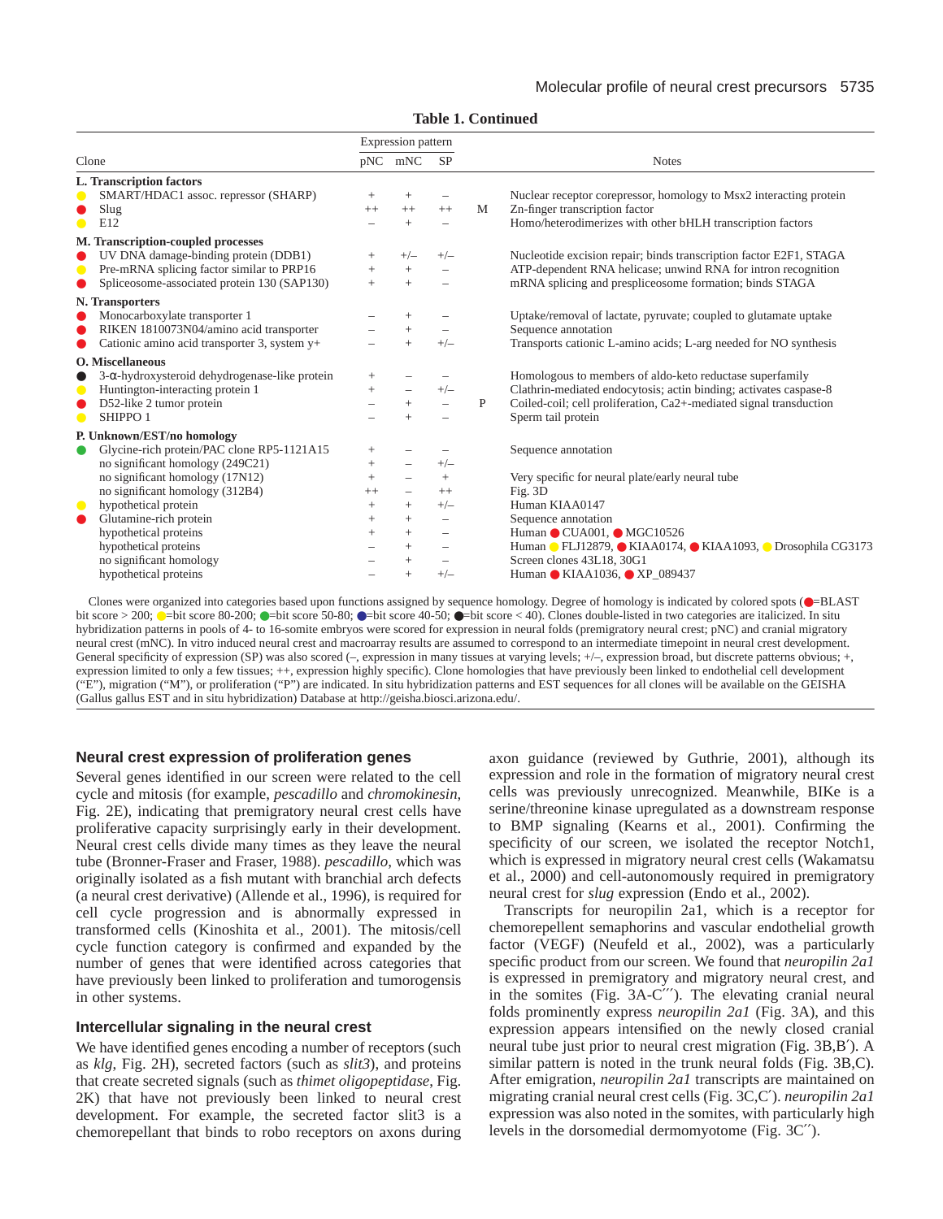**Table 1. Continued**

| Clone | Expression pattern | | | | Notes |
|---|---|---|---|---|---|
| | pNC | mNC | SP | | |
| **L. Transcription factors** | | | | | |
| 🟡 SMART/HDAC1 assoc. repressor (SHARP) | + | + | – | | Nuclear receptor corepressor, homology to Msx2 interacting protein |
| 🔴 Slug | ++ | ++ | ++ | M | Zn-finger transcription factor |
| 🟡 E12 | – | + | – | | Homo/heterodimerizes with other bHLH transcription factors |
| **M. Transcription-coupled processes** | | | | | |
| 🔴 UV DNA damage-binding protein (DDB1) | + | +/– | +/– | | Nucleotide excision repair; binds transcription factor E2F1, STAGA |
| 🟡 Pre-mRNA splicing factor similar to PRP16 | + | + | – | | ATP-dependent RNA helicase; unwind RNA for intron recognition |
| 🔴 Spliceosome-associated protein 130 (SAP130) | + | + | – | | mRNA splicing and prespliceosome formation; binds STAGA |
| **N. Transporters** | | | | | |
| 🔴 Monocarboxylate transporter 1 | – | + | – | | Uptake/removal of lactate, pyruvate; coupled to glutamate uptake |
| 🔴 RIKEN 1810073N04/amino acid transporter | – | + | – | | Sequence annotation |
| 🔴 Cationic amino acid transporter 3, system y+ | – | + | +/– | | Transports cationic L-amino acids; L-arg needed for NO synthesis |
| **O. Miscellaneous** | | | | | |
| ⚫ 3-α-hydroxysteroid dehydrogenase-like protein | + | – | – | | Homologous to members of aldo-keto reductase superfamily |
| 🟡 Huntington-interacting protein 1 | + | – | +/– | | Clathrin-mediated endocytosis; actin binding; activates caspase-8 |
| 🔴 D52-like 2 tumor protein | – | + | – | P | Coiled-coil; cell proliferation, Ca2+-mediated signal transduction |
| 🟡 SHIPPO 1 | – | + | – | | Sperm tail protein |
| **P. Unknown/EST/no homology** | | | | | |
| 🟢 Glycine-rich protein/PAC clone RP5-1121A15 | + | – | – | | Sequence annotation |
| no significant homology (249C21) | + | – | +/– | | |
| no significant homology (17N12) | + | – | + | | Very specific for neural plate/early neural tube |
| no significant homology (312B4) | ++ | – | ++ | | Fig. 3D |
| 🟡 hypothetical protein | + | + | +/– | | Human KIAA0147 |
| 🔴 Glutamine-rich protein | + | + | – | | Sequence annotation |
| hypothetical proteins | + | + | – | | Human 🔴 CUA001, 🔴 MGC10526 |
| hypothetical proteins | – | + | – | | Human 🟡 FLJ12879, 🔴 KIAA0174, 🔴 KIAA1093, 🟡 Drosophila CG3173 |
| no significant homology | – | + | – | | Screen clones 43L18, 30G1 |
| hypothetical proteins | – | + | +/– | | Human 🔴 KIAA1036, 🔴 XP_089437 |

Clones were organized into categories based upon functions assigned by sequence homology. Degree of homology is indicated by colored spots (🔴=BLAST bit score > 200; 🟡=bit score 80-200; 🟢=bit score 50-80; 🔵=bit score 40-50; ⚫=bit score < 40). Clones double-listed in two categories are italicized. In situ hybridization patterns in pools of 4- to 16-somite embryos were scored for expression in neural folds (premigratory neural crest; pNC) and cranial migratory neural crest (mNC). In vitro induced neural crest and macroarray results are assumed to correspond to an intermediate timepoint in neural crest development. General specificity of expression (SP) was also scored (–, expression in many tissues at varying levels; +/–, expression broad, but discrete patterns obvious; +, expression limited to only a few tissues; ++, expression highly specific). Clone homologies that have previously been linked to endothelial cell development ("E"), migration ("M"), or proliferation ("P") are indicated. In situ hybridization patterns and EST sequences for all clones will be available on the GEISHA (Gallus gallus EST and in situ hybridization) Database at http://geisha.biosci.arizona.edu/.

### Neural crest expression of proliferation genes

Several genes identified in our screen were related to the cell cycle and mitosis (for example, *pescadillo* and *chromokinesin*, Fig. 2E), indicating that premigratory neural crest cells have proliferative capacity surprisingly early in their development. Neural crest cells divide many times as they leave the neural tube (Bronner-Fraser and Fraser, 1988). *pescadillo*, which was originally isolated as a fish mutant with branchial arch defects (a neural crest derivative) (Allende et al., 1996), is required for cell cycle progression and is abnormally expressed in transformed cells (Kinoshita et al., 2001). The mitosis/cell cycle function category is confirmed and expanded by the number of genes that were identified across categories that have previously been linked to proliferation and tumorogenesis in other systems.

### Intercellular signaling in the neural crest

We have identified genes encoding a number of receptors (such as *klg*, Fig. 2H), secreted factors (such as *slit3*), and proteins that create secreted signals (such as *thimet oligopeptidase*, Fig. 2K) that have not previously been linked to neural crest development. For example, the secreted factor slit3 is a chemorepellant that binds to robo receptors on axons during axon guidance (reviewed by Guthrie, 2001), although its expression and role in the formation of migratory neural crest cells was previously unrecognized. Meanwhile, BIKe is a serine/threonine kinase upregulated as a downstream response to BMP signaling (Kearns et al., 2001). Confirming the specificity of our screen, we isolated the receptor Notch1, which is expressed in migratory neural crest cells (Wakamatsu et al., 2000) and cell-autonomously required in premigratory neural crest for *slug* expression (Endo et al., 2002).

Transcripts for neuropilin 2a1, which is a receptor for chemorepellent semaphorins and vascular endothelial growth factor (VEGF) (Neufeld et al., 2002), was a particularly specific product from our screen. We found that *neuropilin 2a1* is expressed in premigratory and migratory neural crest, and in the somites (Fig. 3A-C′′′). The elevating cranial neural folds prominently express *neuropilin 2a1* (Fig. 3A), and this expression appears intensified on the newly closed cranial neural tube just prior to neural crest migration (Fig. 3B,B′). A similar pattern is noted in the trunk neural folds (Fig. 3B,C). After emigration, *neuropilin 2a1* transcripts are maintained on migrating cranial neural crest cells (Fig. 3C,C′). *neuropilin 2a1* expression was also noted in the somites, with particularly high levels in the dorsomedial dermomyotome (Fig. 3C′′).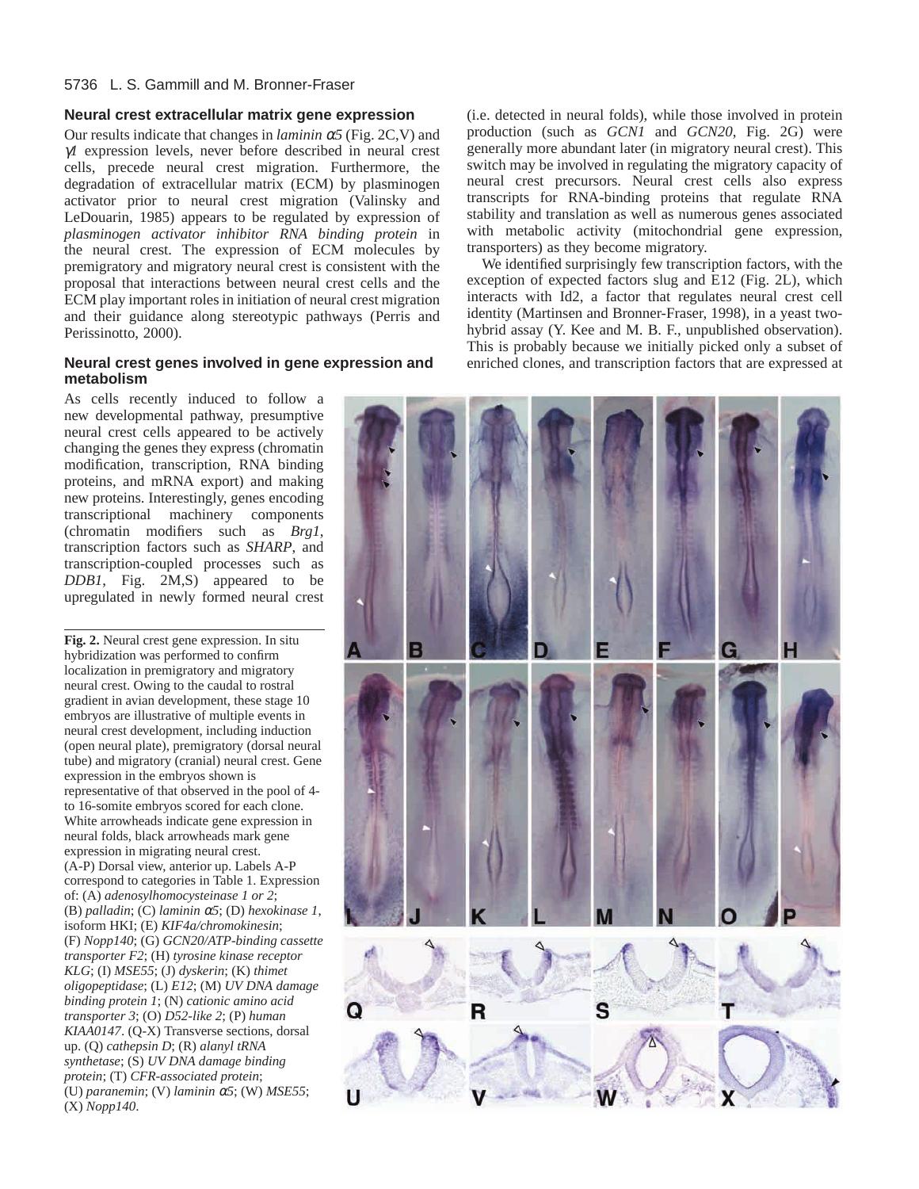## Neural crest extracellular matrix gene expression

Our results indicate that changes in *laminin* α*5* (Fig. 2C,V) and γ*1* expression levels, never before described in neural crest cells, precede neural crest migration. Furthermore, the degradation of extracellular matrix (ECM) by plasminogen activator prior to neural crest migration (Valinsky and LeDouarin, 1985) appears to be regulated by expression of *plasminogen activator inhibitor RNA binding protein* in the neural crest. The expression of ECM molecules by premigratory and migratory neural crest is consistent with the proposal that interactions between neural crest cells and the ECM play important roles in initiation of neural crest migration and their guidance along stereotypic pathways (Perris and Perissinotto, 2000).

## Neural crest genes involved in gene expression and metabolism

As cells recently induced to follow a new developmental pathway, presumptive neural crest cells appeared to be actively changing the genes they express (chromatin modification, transcription, RNA binding proteins, and mRNA export) and making new proteins. Interestingly, genes encoding transcriptional machinery components (chromatin modifiers such as *Brg1*, transcription factors such as *SHARP*, and transcription-coupled processes such as *DDB1*, Fig. 2M,S) appeared to be upregulated in newly formed neural crest (i.e. detected in neural folds), while those involved in protein production (such as *GCN1* and *GCN20*, Fig. 2G) were generally more abundant later (in migratory neural crest). This switch may be involved in regulating the migratory capacity of neural crest precursors. Neural crest cells also express transcripts for RNA-binding proteins that regulate RNA stability and translation as well as numerous genes associated with metabolic activity (mitochondrial gene expression, transporters) as they become migratory.

We identified surprisingly few transcription factors, with the exception of expected factors slug and E12 (Fig. 2L), which interacts with Id2, a factor that regulates neural crest cell identity (Martinsen and Bronner-Fraser, 1998), in a yeast two-hybrid assay (Y. Kee and M. B. F., unpublished observation). This is probably because we initially picked only a subset of enriched clones, and transcription factors that are expressed at

**Fig. 2.** Neural crest gene expression. In situ hybridization was performed to confirm localization in premigratory and migratory neural crest. Owing to the caudal to rostral gradient in avian development, these stage 10 embryos are illustrative of multiple events in neural crest development, including induction (open neural plate), premigratory (dorsal neural tube) and migratory (cranial) neural crest. Gene expression in the embryos shown is representative of that observed in the pool of 4- to 16-somite embryos scored for each clone. White arrowheads indicate gene expression in neural folds, black arrowheads mark gene expression in migrating neural crest. (A-P) Dorsal view, anterior up. Labels A-P correspond to categories in Table 1. Expression of: (A) *adenosylhomocysteinase 1 or 2*; (B) *palladin*; (C) *laminin* α*5*; (D) *hexokinase 1*, isoform HKI; (E) *KIF4a/chromokinesin*; (F) *Nopp140*; (G) *GCN20/ATP-binding cassette transporter F2*; (H) *tyrosine kinase receptor KLG*; (I) *MSE55*; (J) *dyskerin*; (K) *thimet oligopeptidase*; (L) *E12*; (M) *UV DNA damage binding protein 1*; (N) *cationic amino acid transporter 3*; (O) *D52-like 2*; (P) *human KIAA0147*. (Q-X) Transverse sections, dorsal up. (Q) *cathepsin D*; (R) *alanyl tRNA synthetase*; (S) *UV DNA damage binding protein*; (T) *CFR-associated protein*; (U) *paranemin*; (V) *laminin* α*5*; (W) *MSE55*; (X) *Nopp140*.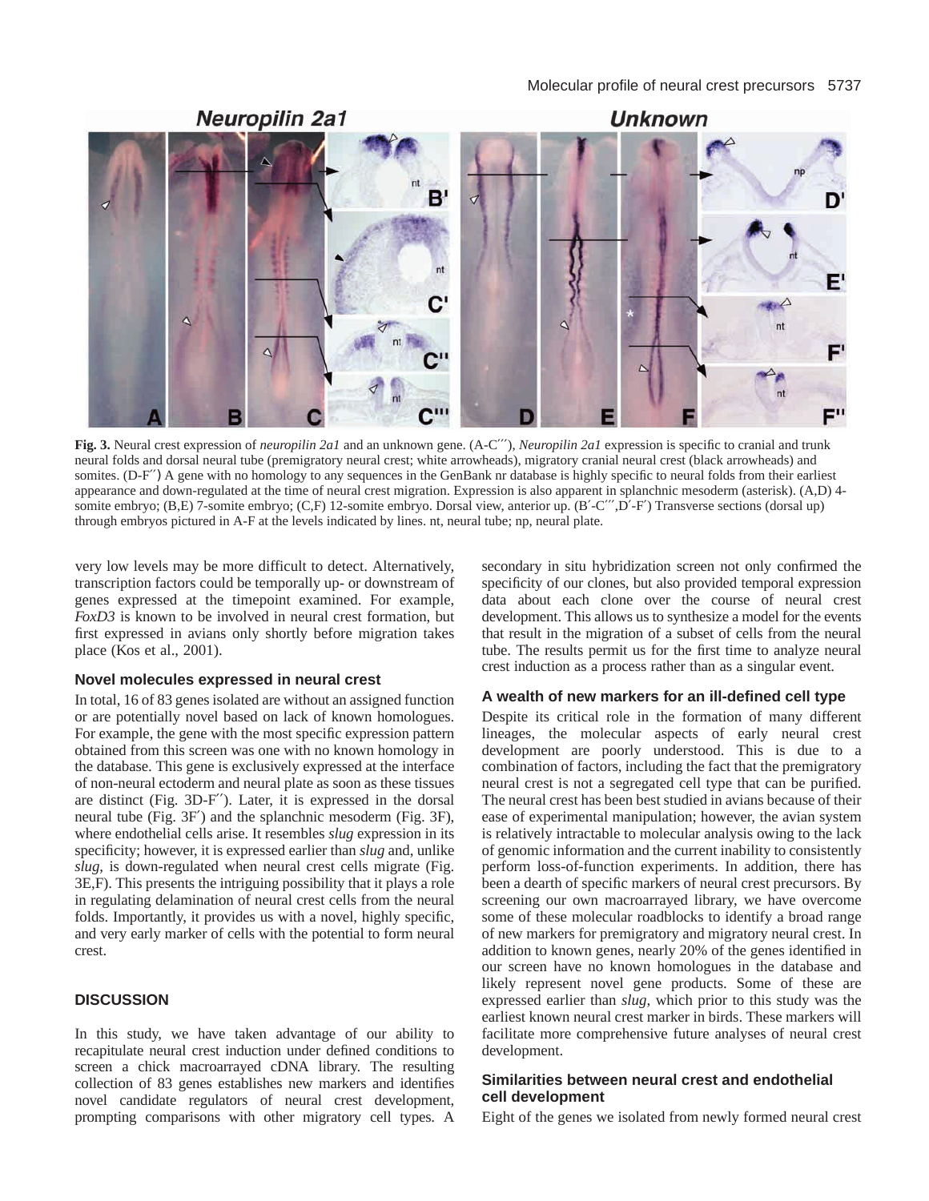**Fig. 3.** Neural crest expression of *neuropilin 2a1* and an unknown gene. (A-C′′′), *Neuropilin 2a1* expression is specific to cranial and trunk neural folds and dorsal neural tube (premigratory neural crest; white arrowheads), migratory cranial neural crest (black arrowheads) and somites. (D-F′′) A gene with no homology to any sequences in the GenBank nr database is highly specific to neural folds from their earliest appearance and down-regulated at the time of neural crest migration. Expression is also apparent in splanchnic mesoderm (asterisk). (A,D) 4-somite embryo; (B,E) 7-somite embryo; (C,F) 12-somite embryo. Dorsal view, anterior up. (B′-C′′′,D′-F′) Transverse sections (dorsal up) through embryos pictured in A-F at the levels indicated by lines. nt, neural tube; np, neural plate.

very low levels may be more difficult to detect. Alternatively, transcription factors could be temporally up- or downstream of genes expressed at the timepoint examined. For example, *FoxD3* is known to be involved in neural crest formation, but first expressed in avians only shortly before migration takes place (Kos et al., 2001).

### Novel molecules expressed in neural crest

In total, 16 of 83 genes isolated are without an assigned function or are potentially novel based on lack of known homologues. For example, the gene with the most specific expression pattern obtained from this screen was one with no known homology in the database. This gene is exclusively expressed at the interface of non-neural ectoderm and neural plate as soon as these tissues are distinct (Fig. 3D-F′′). Later, it is expressed in the dorsal neural tube (Fig. 3F′) and the splanchnic mesoderm (Fig. 3F), where endothelial cells arise. It resembles *slug* expression in its specificity; however, it is expressed earlier than *slug* and, unlike *slug*, is down-regulated when neural crest cells migrate (Fig. 3E,F). This presents the intriguing possibility that it plays a role in regulating delamination of neural crest cells from the neural folds. Importantly, it provides us with a novel, highly specific, and very early marker of cells with the potential to form neural crest.

## DISCUSSION

In this study, we have taken advantage of our ability to recapitulate neural crest induction under defined conditions to screen a chick macroarrayed cDNA library. The resulting collection of 83 genes establishes new markers and identifies novel candidate regulators of neural crest development, prompting comparisons with other migratory cell types. A secondary in situ hybridization screen not only confirmed the specificity of our clones, but also provided temporal expression data about each clone over the course of neural crest development. This allows us to synthesize a model for the events that result in the migration of a subset of cells from the neural tube. The results permit us for the first time to analyze neural crest induction as a process rather than as a singular event.

### A wealth of new markers for an ill-defined cell type

Despite its critical role in the formation of many different lineages, the molecular aspects of early neural crest development are poorly understood. This is due to a combination of factors, including the fact that the premigratory neural crest is not a segregated cell type that can be purified. The neural crest has been best studied in avians because of their ease of experimental manipulation; however, the avian system is relatively intractable to molecular analysis owing to the lack of genomic information and the current inability to consistently perform loss-of-function experiments. In addition, there has been a dearth of specific markers of neural crest precursors. By screening our own macroarrayed library, we have overcome some of these molecular roadblocks to identify a broad range of new markers for premigratory and migratory neural crest. In addition to known genes, nearly 20% of the genes identified in our screen have no known homologues in the database and likely represent novel gene products. Some of these are expressed earlier than *slug*, which prior to this study was the earliest known neural crest marker in birds. These markers will facilitate more comprehensive future analyses of neural crest development.

### Similarities between neural crest and endothelial cell development

Eight of the genes we isolated from newly formed neural crest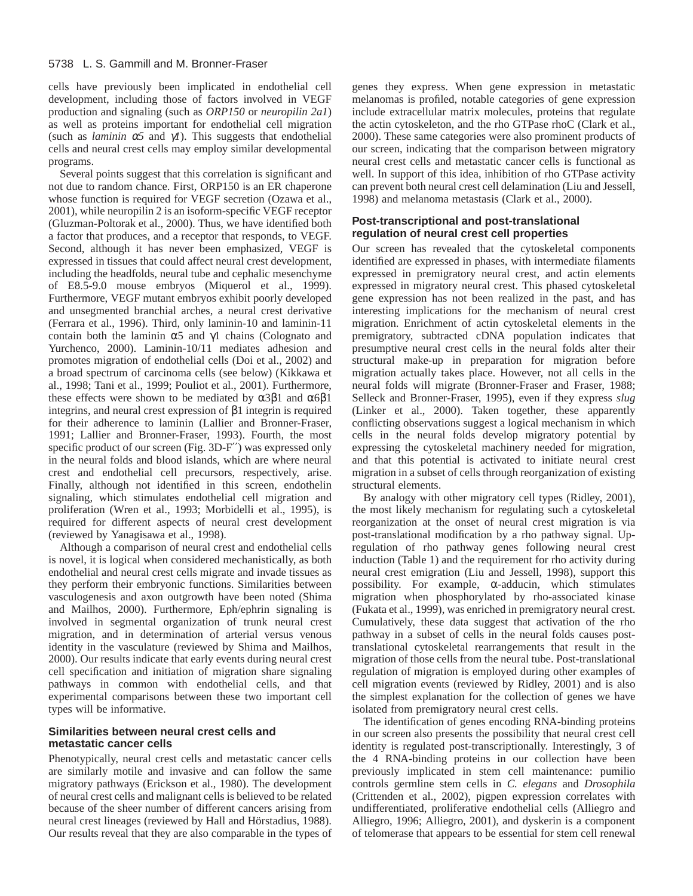cells have previously been implicated in endothelial cell development, including those of factors involved in VEGF production and signaling (such as *ORP150* or *neuropilin 2a1*) as well as proteins important for endothelial cell migration (such as *laminin* $\alpha 5$ and $\gamma 1$). This suggests that endothelial cells and neural crest cells may employ similar developmental programs.

Several points suggest that this correlation is significant and not due to random chance. First, ORP150 is an ER chaperone whose function is required for VEGF secretion (Ozawa et al., 2001), while neuropilin 2 is an isoform-specific VEGF receptor (Gluzman-Poltorak et al., 2000). Thus, we have identified both a factor that produces, and a receptor that responds, to VEGF. Second, although it has never been emphasized, VEGF is expressed in tissues that could affect neural crest development, including the headfolds, neural tube and cephalic mesenchyme of E8.5-9.0 mouse embryos (Miquerol et al., 1999). Furthermore, VEGF mutant embryos exhibit poorly developed and unsegmented branchial arches, a neural crest derivative (Ferrara et al., 1996). Third, only laminin-10 and laminin-11 contain both the laminin $\alpha 5$ and $\gamma 1$ chains (Colognato and Yurchenco, 2000). Laminin-10/11 mediates adhesion and promotes migration of endothelial cells (Doi et al., 2002) and a broad spectrum of carcinoma cells (see below) (Kikkawa et al., 1998; Tani et al., 1999; Pouliot et al., 2001). Furthermore, these effects were shown to be mediated by $\alpha 3\beta 1$ and $\alpha 6\beta 1$ integrins, and neural crest expression of $\beta 1$ integrin is required for their adherence to laminin (Lallier and Bronner-Fraser, 1991; Lallier and Bronner-Fraser, 1993). Fourth, the most specific product of our screen (Fig. 3D-F′′) was expressed only in the neural folds and blood islands, which are where neural crest and endothelial cell precursors, respectively, arise. Finally, although not identified in this screen, endothelin signaling, which stimulates endothelial cell migration and proliferation (Wren et al., 1993; Morbidelli et al., 1995), is required for different aspects of neural crest development (reviewed by Yanagisawa et al., 1998).

Although a comparison of neural crest and endothelial cells is novel, it is logical when considered mechanistically, as both endothelial and neural crest cells migrate and invade tissues as they perform their embryonic functions. Similarities between vasculogenesis and axon outgrowth have been noted (Shima and Mailhos, 2000). Furthermore, Eph/ephrin signaling is involved in segmental organization of trunk neural crest migration, and in determination of arterial versus venous identity in the vasculature (reviewed by Shima and Mailhos, 2000). Our results indicate that early events during neural crest cell specification and initiation of migration share signaling pathways in common with endothelial cells, and that experimental comparisons between these two important cell types will be informative.

### Similarities between neural crest cells and metastatic cancer cells

Phenotypically, neural crest cells and metastatic cancer cells are similarly motile and invasive and can follow the same migratory pathways (Erickson et al., 1980). The development of neural crest cells and malignant cells is believed to be related because of the sheer number of different cancers arising from neural crest lineages (reviewed by Hall and Hörstadius, 1988). Our results reveal that they are also comparable in the types of genes they express. When gene expression in metastatic melanomas is profiled, notable categories of gene expression include extracellular matrix molecules, proteins that regulate the actin cytoskeleton, and the rho GTPase rhoC (Clark et al., 2000). These same categories were also prominent products of our screen, indicating that the comparison between migratory neural crest cells and metastatic cancer cells is functional as well. In support of this idea, inhibition of rho GTPase activity can prevent both neural crest cell delamination (Liu and Jessell, 1998) and melanoma metastasis (Clark et al., 2000).

### Post-transcriptional and post-translational regulation of neural crest cell properties

Our screen has revealed that the cytoskeletal components identified are expressed in phases, with intermediate filaments expressed in premigratory neural crest, and actin elements expressed in migratory neural crest. This phased cytoskeletal gene expression has not been realized in the past, and has interesting implications for the mechanism of neural crest migration. Enrichment of actin cytoskeletal elements in the premigratory, subtracted cDNA population indicates that presumptive neural crest cells in the neural folds alter their structural make-up in preparation for migration before migration actually takes place. However, not all cells in the neural folds will migrate (Bronner-Fraser and Fraser, 1988; Selleck and Bronner-Fraser, 1995), even if they express *slug* (Linker et al., 2000). Taken together, these apparently conflicting observations suggest a logical mechanism in which cells in the neural folds develop migratory potential by expressing the cytoskeletal machinery needed for migration, and that this potential is activated to initiate neural crest migration in a subset of cells through reorganization of existing structural elements.

By analogy with other migratory cell types (Ridley, 2001), the most likely mechanism for regulating such a cytoskeletal reorganization at the onset of neural crest migration is via post-translational modification by a rho pathway signal. Up-regulation of rho pathway genes following neural crest induction (Table 1) and the requirement for rho activity during neural crest emigration (Liu and Jessell, 1998), support this possibility. For example, $\alpha$-adducin, which stimulates migration when phosphorylated by rho-associated kinase (Fukata et al., 1999), was enriched in premigratory neural crest. Cumulatively, these data suggest that activation of the rho pathway in a subset of cells in the neural folds causes post-translational cytoskeletal rearrangements that result in the migration of those cells from the neural tube. Post-translational regulation of migration is employed during other examples of cell migration events (reviewed by Ridley, 2001) and is also the simplest explanation for the collection of genes we have isolated from premigratory neural crest cells.

The identification of genes encoding RNA-binding proteins in our screen also presents the possibility that neural crest cell identity is regulated post-transcriptionally. Interestingly, 3 of the 4 RNA-binding proteins in our collection have been previously implicated in stem cell maintenance: pumilio controls germline stem cells in *C. elegans* and *Drosophila* (Crittenden et al., 2002), pigpen expression correlates with undifferentiated, proliferative endothelial cells (Alliegro and Alliegro, 1996; Alliegro, 2001), and dyskerin is a component of telomerase that appears to be essential for stem cell renewal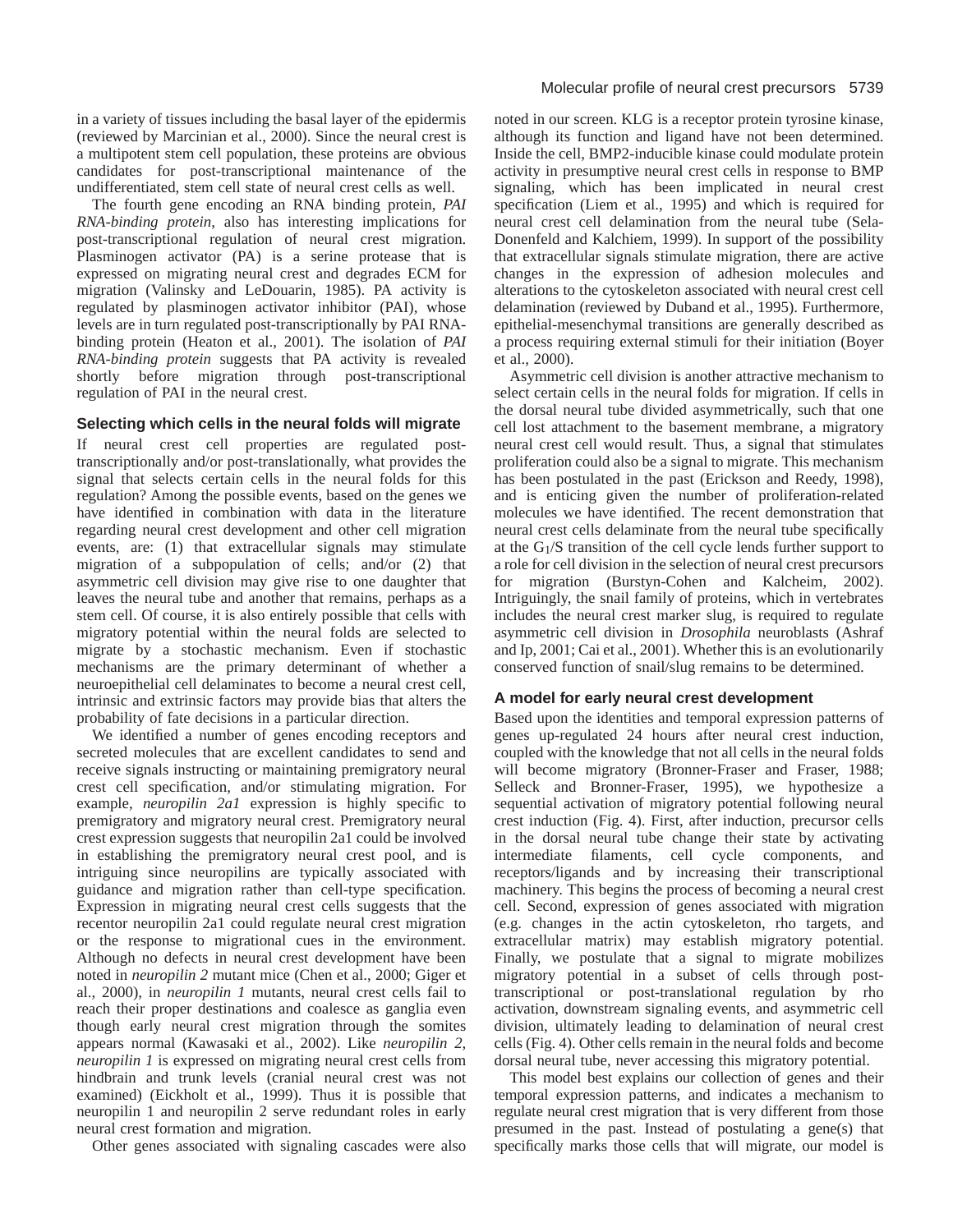in a variety of tissues including the basal layer of the epidermis (reviewed by Marcinian et al., 2000). Since the neural crest is a multipotent stem cell population, these proteins are obvious candidates for post-transcriptional maintenance of the undifferentiated, stem cell state of neural crest cells as well.

The fourth gene encoding an RNA binding protein, *PAI RNA-binding protein*, also has interesting implications for post-transcriptional regulation of neural crest migration. Plasminogen activator (PA) is a serine protease that is expressed on migrating neural crest and degrades ECM for migration (Valinsky and LeDouarin, 1985). PA activity is regulated by plasminogen activator inhibitor (PAI), whose levels are in turn regulated post-transcriptionally by PAI RNA-binding protein (Heaton et al., 2001). The isolation of *PAI RNA-binding protein* suggests that PA activity is revealed shortly before migration through post-transcriptional regulation of PAI in the neural crest.

### Selecting which cells in the neural folds will migrate

If neural crest cell properties are regulated post-transcriptionally and/or post-translationally, what provides the signal that selects certain cells in the neural folds for this regulation? Among the possible events, based on the genes we have identified in combination with data in the literature regarding neural crest development and other cell migration events, are: (1) that extracellular signals may stimulate migration of a subpopulation of cells; and/or (2) that asymmetric cell division may give rise to one daughter that leaves the neural tube and another that remains, perhaps as a stem cell. Of course, it is also entirely possible that cells with migratory potential within the neural folds are selected to migrate by a stochastic mechanism. Even if stochastic mechanisms are the primary determinant of whether a neuroepithelial cell delaminates to become a neural crest cell, intrinsic and extrinsic factors may provide bias that alters the probability of fate decisions in a particular direction.

We identified a number of genes encoding receptors and secreted molecules that are excellent candidates to send and receive signals instructing or maintaining premigratory neural crest cell specification, and/or stimulating migration. For example, *neuropilin 2a1* expression is highly specific to premigratory and migratory neural crest. Premigratory neural crest expression suggests that neuropilin 2a1 could be involved in establishing the premigratory neural crest pool, and is intriguing since neuropilins are typically associated with guidance and migration rather than cell-type specification. Expression in migrating neural crest cells suggests that the recentor neuropilin 2a1 could regulate neural crest migration or the response to migrational cues in the environment. Although no defects in neural crest development have been noted in *neuropilin 2* mutant mice (Chen et al., 2000; Giger et al., 2000), in *neuropilin 1* mutants, neural crest cells fail to reach their proper destinations and coalesce as ganglia even though early neural crest migration through the somites appears normal (Kawasaki et al., 2002). Like *neuropilin 2*, *neuropilin 1* is expressed on migrating neural crest cells from hindbrain and trunk levels (cranial neural crest was not examined) (Eickholt et al., 1999). Thus it is possible that neuropilin 1 and neuropilin 2 serve redundant roles in early neural crest formation and migration.

Other genes associated with signaling cascades were also noted in our screen. KLG is a receptor protein tyrosine kinase, although its function and ligand have not been determined. Inside the cell, BMP2-inducible kinase could modulate protein activity in presumptive neural crest cells in response to BMP signaling, which has been implicated in neural crest specification (Liem et al., 1995) and which is required for neural crest cell delamination from the neural tube (Sela-Donenfeld and Kalchiem, 1999). In support of the possibility that extracellular signals stimulate migration, there are active changes in the expression of adhesion molecules and alterations to the cytoskeleton associated with neural crest cell delamination (reviewed by Duband et al., 1995). Furthermore, epithelial-mesenchymal transitions are generally described as a process requiring external stimuli for their initiation (Boyer et al., 2000).

Asymmetric cell division is another attractive mechanism to select certain cells in the neural folds for migration. If cells in the dorsal neural tube divided asymmetrically, such that one cell lost attachment to the basement membrane, a migratory neural crest cell would result. Thus, a signal that stimulates proliferation could also be a signal to migrate. This mechanism has been postulated in the past (Erickson and Reedy, 1998), and is enticing given the number of proliferation-related molecules we have identified. The recent demonstration that neural crest cells delaminate from the neural tube specifically at the $G_1/S$ transition of the cell cycle lends further support to a role for cell division in the selection of neural crest precursors for migration (Burstyn-Cohen and Kalcheim, 2002). Intriguingly, the snail family of proteins, which in vertebrates includes the neural crest marker slug, is required to regulate asymmetric cell division in *Drosophila* neuroblasts (Ashraf and Ip, 2001; Cai et al., 2001). Whether this is an evolutionarily conserved function of snail/slug remains to be determined.

### A model for early neural crest development

Based upon the identities and temporal expression patterns of genes up-regulated 24 hours after neural crest induction, coupled with the knowledge that not all cells in the neural folds will become migratory (Bronner-Fraser and Fraser, 1988; Selleck and Bronner-Fraser, 1995), we hypothesize a sequential activation of migratory potential following neural crest induction (Fig. 4). First, after induction, precursor cells in the dorsal neural tube change their state by activating intermediate filaments, cell cycle components, and receptors/ligands and by increasing their transcriptional machinery. This begins the process of becoming a neural crest cell. Second, expression of genes associated with migration (e.g. changes in the actin cytoskeleton, rho targets, and extracellular matrix) may establish migratory potential. Finally, we postulate that a signal to migrate mobilizes migratory potential in a subset of cells through post-transcriptional or post-translational regulation by rho activation, downstream signaling events, and asymmetric cell division, ultimately leading to delamination of neural crest cells (Fig. 4). Other cells remain in the neural folds and become dorsal neural tube, never accessing this migratory potential.

This model best explains our collection of genes and their temporal expression patterns, and indicates a mechanism to regulate neural crest migration that is very different from those presumed in the past. Instead of postulating a gene(s) that specifically marks those cells that will migrate, our model is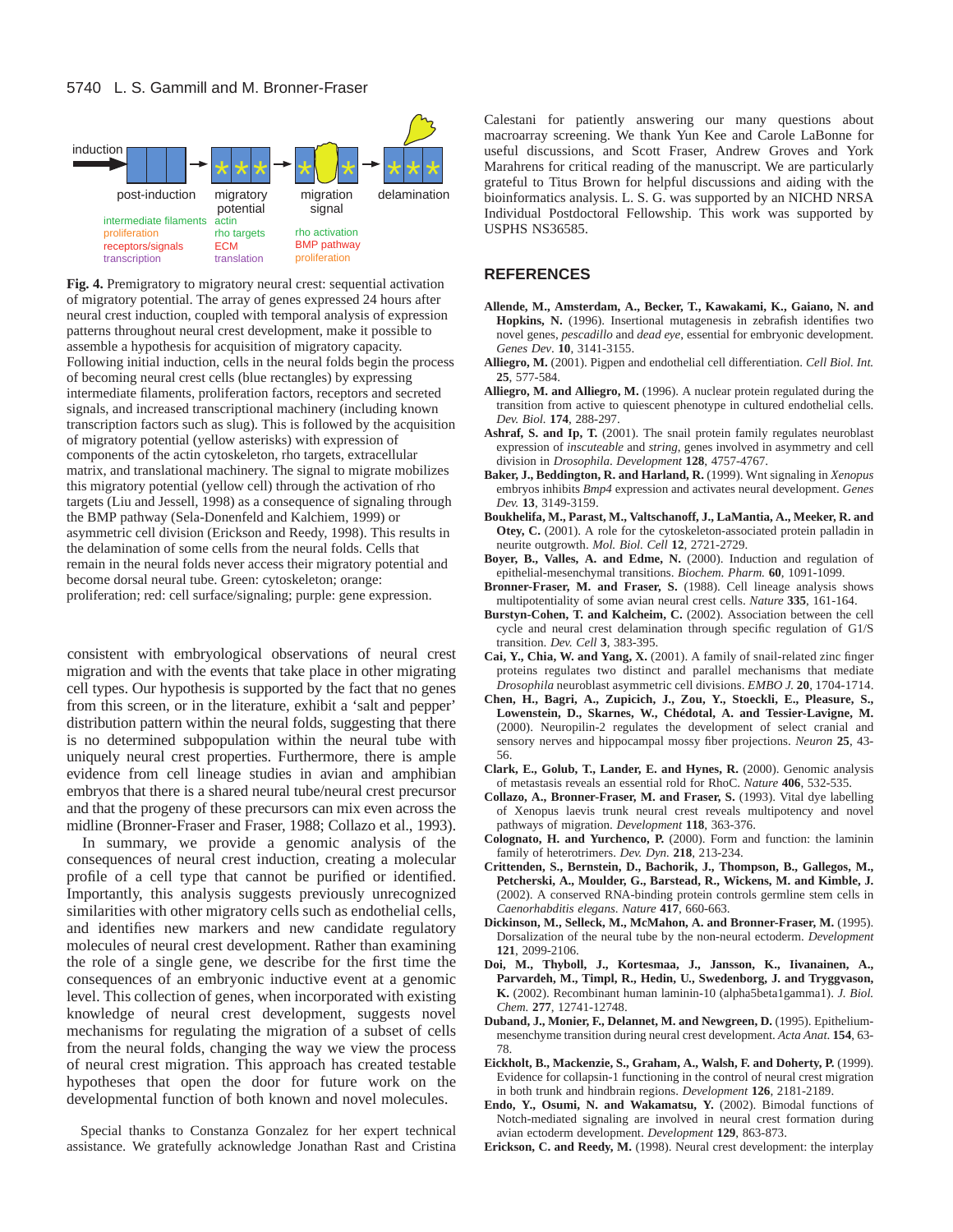induction

post-induction

migratory potential

migration signal

delamination

intermediate filaments
proliferation
receptors/signals
transcription

actin
rho targets
ECM
translation

rho activation
BMP pathway
proliferation

**Fig. 4.** Premigratory to migratory neural crest: sequential activation of migratory potential. The array of genes expressed 24 hours after neural crest induction, coupled with temporal analysis of expression patterns throughout neural crest development, make it possible to assemble a hypothesis for acquisition of migratory capacity. Following initial induction, cells in the neural folds begin the process of becoming neural crest cells (blue rectangles) by expressing intermediate filaments, proliferation factors, receptors and secreted signals, and increased transcriptional machinery (including known transcription factors such as slug). This is followed by the acquisition of migratory potential (yellow asterisks) with expression of components of the actin cytoskeleton, rho targets, extracellular matrix, and translational machinery. The signal to migrate mobilizes this migratory potential (yellow cell) through the activation of rho targets (Liu and Jessell, 1998) as a consequence of signaling through the BMP pathway (Sela-Donenfeld and Kalchiem, 1999) or asymmetric cell division (Erickson and Reedy, 1998). This results in the delamination of some cells from the neural folds. Cells that remain in the neural folds never access their migratory potential and become dorsal neural tube. Green: cytoskeleton; orange: proliferation; red: cell surface/signaling; purple: gene expression.

consistent with embryological observations of neural crest migration and with the events that take place in other migrating cell types. Our hypothesis is supported by the fact that no genes from this screen, or in the literature, exhibit a 'salt and pepper' distribution pattern within the neural folds, suggesting that there is no determined subpopulation within the neural tube with uniquely neural crest properties. Furthermore, there is ample evidence from cell lineage studies in avian and amphibian embryos that there is a shared neural tube/neural crest precursor and that the progeny of these precursors can mix even across the midline (Bronner-Fraser and Fraser, 1988; Collazo et al., 1993).

In summary, we provide a genomic analysis of the consequences of neural crest induction, creating a molecular profile of a cell type that cannot be purified or identified. Importantly, this analysis suggests previously unrecognized similarities with other migratory cells such as endothelial cells, and identifies new markers and new candidate regulatory molecules of neural crest development. Rather than examining the role of a single gene, we describe for the first time the consequences of an embryonic inductive event at a genomic level. This collection of genes, when incorporated with existing knowledge of neural crest development, suggests novel mechanisms for regulating the migration of a subset of cells from the neural folds, changing the way we view the process of neural crest migration. This approach has created testable hypotheses that open the door for future work on the developmental function of both known and novel molecules.

Special thanks to Constanza Gonzalez for her expert technical assistance. We gratefully acknowledge Jonathan Rast and Cristina Calestani for patiently answering our many questions about macroarray screening. We thank Yun Kee and Carole LaBonne for useful discussions, and Scott Fraser, Andrew Groves and York Marahrens for critical reading of the manuscript. We are particularly grateful to Titus Brown for helpful discussions and aiding with the bioinformatics analysis. L. S. G. was supported by an NICHD NRSA Individual Postdoctoral Fellowship. This work was supported by USPHS NS36585.

## REFERENCES

**Allende, M., Amsterdam, A., Becker, T., Kawakami, K., Gaiano, N. and Hopkins, N.** (1996). Insertional mutagenesis in zebrafish identifies two novel genes, *pescadillo* and *dead eye*, essential for embryonic development. *Genes Dev*. **10**, 3141-3155.

**Alliegro, M.** (2001). Pigpen and endothelial cell differentiation. *Cell Biol. Int.* **25**, 577-584.

**Alliegro, M. and Alliegro, M.** (1996). A nuclear protein regulated during the transition from active to quiescent phenotype in cultured endothelial cells. *Dev. Biol.* **174**, 288-297.

**Ashraf, S. and Ip, T.** (2001). The snail protein family regulates neuroblast expression of *inscuteable* and *string*, genes involved in asymmetry and cell division in *Drosophila*. *Development* **128**, 4757-4767.

**Baker, J., Beddington, R. and Harland, R.** (1999). Wnt signaling in *Xenopus* embryos inhibits *Bmp4* expression and activates neural development. *Genes Dev.* **13**, 3149-3159.

**Boukhelifa, M., Parast, M., Valtschanoff, J., LaMantia, A., Meeker, R. and Otey, C.** (2001). A role for the cytoskeleton-associated protein palladin in neurite outgrowth. *Mol. Biol. Cell* **12**, 2721-2729.

**Boyer, B., Valles, A. and Edme, N.** (2000). Induction and regulation of epithelial-mesenchymal transitions. *Biochem. Pharm.* **60**, 1091-1099.

**Bronner-Fraser, M. and Fraser, S.** (1988). Cell lineage analysis shows multipotentiality of some avian neural crest cells. *Nature* **335**, 161-164.

**Burstyn-Cohen, T. and Kalcheim, C.** (2002). Association between the cell cycle and neural crest delamination through specific regulation of G1/S transition. *Dev. Cell* **3**, 383-395.

**Cai, Y., Chia, W. and Yang, X.** (2001). A family of snail-related zinc finger proteins regulates two distinct and parallel mechanisms that mediate *Drosophila* neuroblast asymmetric cell divisions. *EMBO J.* **20**, 1704-1714.

**Chen, H., Bagri, A., Zupicich, J., Zou, Y., Stoeckli, E., Pleasure, S., Lowenstein, D., Skarnes, W., Chédotal, A. and Tessier-Lavigne, M.** (2000). Neuropilin-2 regulates the development of select cranial and sensory nerves and hippocampal mossy fiber projections. *Neuron* **25**, 43-56.

**Clark, E., Golub, T., Lander, E. and Hynes, R.** (2000). Genomic analysis of metastasis reveals an essential role for RhoC. *Nature* **406**, 532-535.

**Collazo, A., Bronner-Fraser, M. and Fraser, S.** (1993). Vital dye labelling of Xenopus laevis trunk neural crest reveals multipotency and novel pathways of migration. *Development* **118**, 363-376.

**Colognato, H. and Yurchenco, P.** (2000). Form and function: the laminin family of heterotrimers. *Dev. Dyn.* **218**, 213-234.

**Crittenden, S., Bernstein, D., Bachorik, J., Thompson, B., Gallegos, M., Petcherski, A., Moulder, G., Barstead, R., Wickens, M. and Kimble, J.** (2002). A conserved RNA-binding protein controls germline stem cells in *Caenorhabditis elegans*. *Nature* **417**, 660-663.

**Dickinson, M., Selleck, M., McMahon, A. and Bronner-Fraser, M.** (1995). Dorsalization of the neural tube by the non-neural ectoderm. *Development* **121**, 2099-2106.

**Doi, M., Thyboll, J., Kortesmaa, J., Jansson, K., Iivanainen, A., Parvardeh, M., Timpl, R., Hedin, U., Swedenborg, J. and Tryggvason, K.** (2002). Recombinant human laminin-10 (alpha5beta1gamma1). *J. Biol. Chem.* **277**, 12741-12748.

**Duband, J., Monier, F., Delannet, M. and Newgreen, D.** (1995). Epithelium-mesenchyme transition during neural crest development. *Acta Anat.* **154**, 63-78.

**Eickholt, B., Mackenzie, S., Graham, A., Walsh, F. and Doherty, P.** (1999). Evidence for collapsin-1 functioning in the control of neural crest migration in both trunk and hindbrain regions. *Development* **126**, 2181-2189.

**Endo, Y., Osumi, N. and Wakamatsu, Y.** (2002). Bimodal functions of Notch-mediated signaling are involved in neural crest formation during avian ectoderm development. *Development* **129**, 863-873.

**Erickson, C. and Reedy, M.** (1998). Neural crest development: the interplay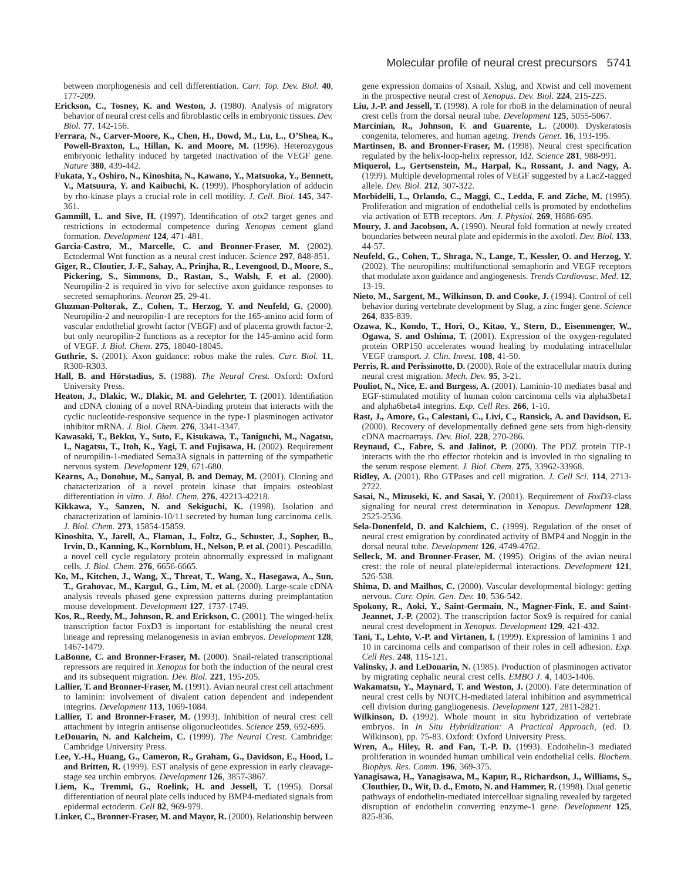between morphogenesis and cell differentiation. *Curr. Top. Dev. Biol.* **40**, 177-209.

**Erickson, C., Tosney, K. and Weston, J.** (1980). Analysis of migratory behavior of neural crest cells and fibroblastic cells in embryonic tissues. *Dev. Biol.* **77**, 142-156.

**Ferrara, N., Carver-Moore, K., Chen, H., Dowd, M., Lu, L., O'Shea, K., Powell-Braxton, L., Hillan, K. and Moore, M.** (1996). Heterozygous embryonic lethality induced by targeted inactivation of the VEGF gene. *Nature* **380**, 439-442.

**Fukata, Y., Oshiro, N., Kinoshita, N., Kawano, Y., Matsuoka, Y., Bennett, V., Matsuura, Y. and Kaibuchi, K.** (1999). Phosphorylation of adducin by rho-kinase plays a crucial role in cell motility. *J. Cell. Biol.* **145**, 347-361.

**Gammill, L. and Sive, H.** (1997). Identification of *otx2* target genes and restrictions in ectodermal competence during *Xenopus* cement gland formation. *Development* **124**, 471-481.

**Garcia-Castro, M., Marcelle, C. and Bronner-Fraser, M.** (2002). Ectodermal Wnt function as a neural crest inducer. *Science* **297**, 848-851.

**Giger, R., Cloutier, J.-F., Sahay, A., Prinjha, R., Levengood, D., Moore, S., Pickering, S., Simmons, D., Rastan, S., Walsh, F. et al.** (2000). Neuropilin-2 is required in vivo for selective axon guidance responses to secreted semaphorins. *Neuron* **25**, 29-41.

**Gluzman-Poltorak, Z., Cohen, T., Herzog, Y. and Neufeld, G.** (2000). Neuropilin-2 and neuropilin-1 are receptors for the 165-amino acid form of vascular endothelial growht factor (VEGF) and of placenta growth factor-2, but only neuropilin-2 functions as a receptor for the 145-amino acid form of VEGF. *J. Biol. Chem.* **275**, 18040-18045.

**Guthrie, S.** (2001). Axon guidance: robos make the rules. *Curr. Biol.* **11**, R300-R303.

**Hall, B. and Hörstadius, S.** (1988). *The Neural Crest.* Oxford: Oxford University Press.

**Heaton, J., Dlakic, W., Dlakic, M. and Gelehrter, T.** (2001). Identifiation and cDNA cloning of a novel RNA-binding protein that interacts with the cyclic nucleotide-responsive sequence in the type-1 plasminogen activator inhibitor mRNA. *J. Biol. Chem.* **276**, 3341-3347.

**Kawasaki, T., Bekku, Y., Suto, F., Kisukawa, T., Taniguchi, M., Nagatsu, I., Nagatsu, T., Itoh, K., Yagi, T. and Fujisawa, H.** (2002). Requirement of neuropilin-1-mediated Sema3A signals in patterning of the sympathetic nervous system. *Development* **129**, 671-680.

**Kearns, A., Donohue, M., Sanyal, B. and Demay, M.** (2001). Cloning and characterization of a novel protein kinase that impairs osteoblast differentiation *in vitro*. *J. Biol. Chem.* **276**, 42213-42218.

**Kikkawa, Y., Sanzen, N. and Sekiguchi, K.** (1998). Isolation and characterization of laminin-10/11 secreted by human lung carcinoma cells. *J. Biol. Chem.* **273**, 15854-15859.

**Kinoshita, Y., Jarell, A., Flaman, J., Foltz, G., Schuster, J., Sopher, B., Irvin, D., Kanning, K., Kornblum, H., Nelson, P. et al.** (2001). Pescadillo, a novel cell cycle regulatory protein abnormally expressed in malignant cells. *J. Biol. Chem.* **276**, 6656-6665.

**Ko, M., Kitchen, J., Wang, X., Threat, T., Wang, X., Hasegawa, A., Sun, T., Grahovac, M., Kargul, G., Lim, M. et al.** (2000). Large-scale cDNA analysis reveals phased gene expression patterns during preimplantation mouse development. *Development* **127**, 1737-1749.

**Kos, R., Reedy, M., Johnson, R. and Erickson, C.** (2001). The winged-helix transcription factor FoxD3 is important for establishing the neural crest lineage and repressing melanogenesis in avian embryos. *Development* **128**, 1467-1479.

**LaBonne, C. and Bronner-Fraser, M.** (2000). Snail-related transcriptional repressors are required in *Xenopus* for both the induction of the neural crest and its subsequent migration. *Dev. Biol.* **221**, 195-205.

**Lallier, T. and Bronner-Fraser, M.** (1991). Avian neural crest cell attachment to laminin: involvement of divalent cation dependent and independent integrins. *Development* **113**, 1069-1084.

**Lallier, T. and Bronner-Fraser, M.** (1993). Inhibition of neural crest cell attachment by integrin antisense oligonucleotides. *Science* **259**, 692-695.

**LeDouarin, N. and Kalcheim, C.** (1999). *The Neural Crest*. Cambridge: Cambridge University Press.

**Lee, Y.-H., Huang, G., Cameron, R., Graham, G., Davidson, E., Hood, L. and Britten, R.** (1999). EST analysis of gene expression in early cleavage-stage sea urchin embryos. *Development* **126**, 3857-3867.

**Liem, K., Tremmi, G., Roelink, H. and Jessell, T.** (1995). Dorsal differentiation of neural plate cells induced by BMP4-mediated signals from epidermal ectoderm. *Cell* **82**, 969-979.

**Linker, C., Bronner-Fraser, M. and Mayor, R.** (2000). Relationship between gene expression domains of Xsnail, Xslug, and Xtwist and cell movement in the prospective neural crest of *Xenopus*. *Dev. Biol.* **224**, 215-225.

**Liu, J.-P. and Jessell, T.** (1998). A role for rhoB in the delamination of neural crest cells from the dorsal neural tube. *Development* **125**, 5055-5067.

**Marcinian, R., Johnson, F. and Guarente, L.** (2000). Dyskeratosis congenita, telomeres, and human ageing. *Trends Genet.* **16**, 193-195.

**Martinsen, B. and Bronner-Fraser, M.** (1998). Neural crest specification regulated by the helix-loop-helix repressor, Id2. *Science* **281**, 988-991.

**Miquerol, L., Gertsenstein, M., Harpal, K., Rossant, J. and Nagy, A.** (1999). Multiple developmental roles of VEGF suggested by a LacZ-tagged allele. *Dev. Biol.* **212**, 307-322.

**Morbidelli, L., Orlando, C., Maggi, C., Ledda, F. and Ziche, M.** (1995). Proliferation and migration of endothelial cells is promoted by endothelins via activation of ETB receptors. *Am. J. Physiol.* **269**, H686-695.

**Moury, J. and Jacobson, A.** (1990). Neural fold formation at newly created boundaries between neural plate and epidermis in the axolotl. *Dev. Biol.* **133**, 44-57.

**Neufeld, G., Cohen, T., Shraga, N., Lange, T., Kessler, O. and Herzog, Y.** (2002). The neuropilins: multifunctional semaphorin and VEGF receptors that modulate axon guidance and angiogenesis. *Trends Cardiovasc. Med.* **12**, 13-19.

**Nieto, M., Sargent, M., Wilkinson, D. and Cooke, J.** (1994). Control of cell behavior during vertebrate development by Slug, a zinc finger gene. *Science* **264**, 835-839.

**Ozawa, K., Kondo, T., Hori, O., Kitao, Y., Stern, D., Eisenmenger, W., Ogawa, S. and Oshima, T.** (2001). Expression of the oxygen-regulated protein ORP150 accelerates wound healing by modulating intracellular VEGF transport. *J. Clin. Invest.* **108**, 41-50.

**Perris, R. and Perissinotto, D.** (2000). Role of the extracellular matrix during neural crest migration. *Mech. Dev.* **95**, 3-21.

**Pouliot, N., Nice, E. and Burgess, A.** (2001). Laminin-10 mediates basal and EGF-stimulated motility of human colon carcinoma cells via alpha3beta1 and alpha6beta4 integrins. *Exp. Cell Res.* **266**, 1-10.

**Rast, J., Amore, G., Calestani, C., Livi, C., Ransick, A. and Davidson, E.** (2000). Recovery of developmentally defined gene sets from high-density cDNA macroarrays. *Dev. Biol.* **228**, 270-286.

**Reynaud, C., Fabre, S. and Jalinot, P.** (2000). The PDZ protein TIP-1 interacts with the rho effector rhotekin and is invovled in rho signaling to the serum respose element. *J. Biol. Chem.* **275**, 33962-33968.

**Ridley, A.** (2001). Rho GTPases and cell migration. *J. Cell Sci.* **114**, 2713-2722.

**Sasai, N., Mizuseki, K. and Sasai, Y.** (2001). Requirement of *FoxD3*-class signaling for neural crest determination in *Xenopus*. *Development* **128**, 2525-2536.

**Sela-Donenfeld, D. and Kalchiem, C.** (1999). Regulation of the onset of neural crest emigration by coordinated activity of BMP4 and Noggin in the dorsal neural tube. *Development* **126**, 4749-4762.

**Selleck, M. and Bronner-Fraser, M.** (1995). Origins of the avian neural crest: the role of neural plate/epidermal interactions. *Development* **121**, 526-538.

**Shima, D. and Mailhos, C.** (2000). Vascular developmental biology: getting nervous. *Curr. Opin. Gen. Dev.* **10**, 536-542.

**Spokony, R., Aoki, Y., Saint-Germain, N., Magner-Fink, E. and Saint-Jeannet, J.-P.** (2002). The transcription factor Sox9 is required for canial neural crest development in *Xenopus*. *Development* **129**, 421-432.

**Tani, T., Lehto, V.-P. and Virtanen, I.** (1999). Expression of laminins 1 and 10 in carcinoma cells and comparison of their roles in cell adhesion. *Exp. Cell Res.* **248**, 115-121.

**Valinsky, J. and LeDouarin, N.** (1985). Production of plasminogen activator by migrating cephalic neural crest cells. *EMBO J.* **4**, 1403-1406.

**Wakamatsu, Y., Maynard, T. and Weston, J.** (2000). Fate determination of neural crest cells by NOTCH-mediated lateral inhibition and asymmetrical cell division during gangliogenesis. *Development* **127**, 2811-2821.

**Wilkinson, D.** (1992). Whole mount in situ hybridization of vertebrate embryos. In *In Situ Hybridization: A Practical Approach*, (ed. D. Wilkinson), pp. 75-83. Oxford: Oxford University Press.

**Wren, A., Hiley, R. and Fan, T.-P. D.** (1993). Endothelin-3 mediated proliferation in wounded human umbilical vein endothelial cells. *Biochem. Biophys. Res. Comm.* **196**, 369-375.

**Yanagisawa, H., Yanagisawa, M., Kapur, R., Richardson, J., Williams, S., Clouthier, D., Wit, D. d., Emoto, N. and Hammer, R.** (1998). Dual genetic pathways of endothelin-mediated intercelluar signaling revealed by targeted disruption of endothelin converting enzyme-1 gene. *Development* **125**, 825-836.